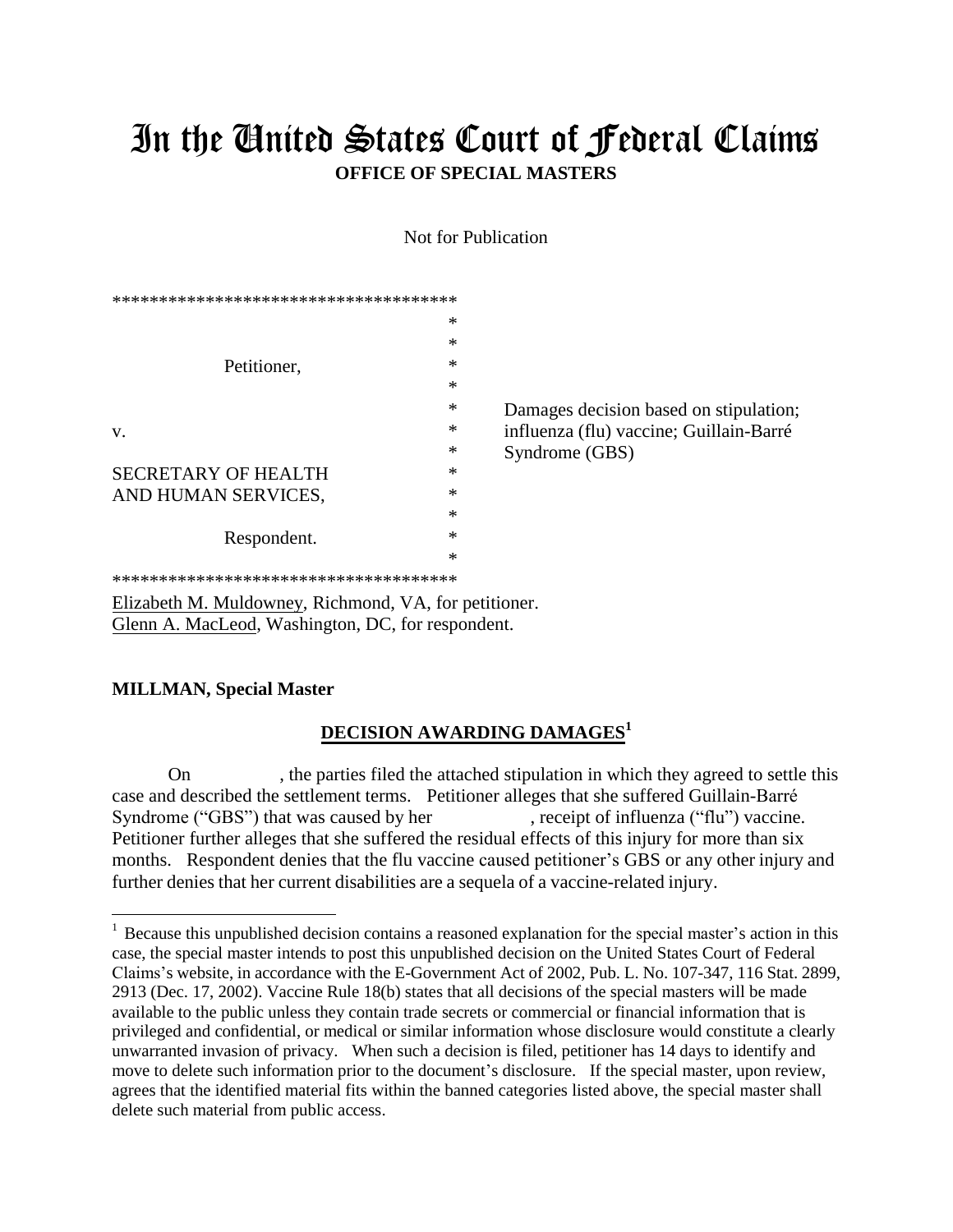# In the United States Court of Federal Claims

**OFFICE OF SPECIAL MASTERS**

Not for Publication

```
************************************
                                   *
                                   *
         Petitioner,               *
                                   *
                                   *    Damages decision based on stipulation;
v.                                 *    influenza (flu) vaccine; Guillain-Barré
                                   *    Syndrome (GBS)
SECRETARY OF HEALTH                *
AND HUMAN SERVICES,                *
                                   *
         Respondent.               *
                                   *
************************************
```

Elizabeth M. Muldowney, Richmond, VA, for petitioner.
Glenn A. MacLeod, Washington, DC, for respondent.

**MILLMAN, Special Master**

## DECISION AWARDING DAMAGES[1]

On , the parties filed the attached stipulation in which they agreed to settle this case and described the settlement terms. Petitioner alleges that she suffered Guillain-Barré Syndrome ("GBS") that was caused by her , receipt of influenza ("flu") vaccine. Petitioner further alleges that she suffered the residual effects of this injury for more than six months. Respondent denies that the flu vaccine caused petitioner's GBS or any other injury and further denies that her current disabilities are a sequela of a vaccine-related injury.

---

[1] Because this unpublished decision contains a reasoned explanation for the special master's action in this case, the special master intends to post this unpublished decision on the United States Court of Federal Claims's website, in accordance with the E-Government Act of 2002, Pub. L. No. 107-347, 116 Stat. 2899, 2913 (Dec. 17, 2002). Vaccine Rule 18(b) states that all decisions of the special masters will be made available to the public unless they contain trade secrets or commercial or financial information that is privileged and confidential, or medical or similar information whose disclosure would constitute a clearly unwarranted invasion of privacy. When such a decision is filed, petitioner has 14 days to identify and move to delete such information prior to the document's disclosure. If the special master, upon review, agrees that the identified material fits within the banned categories listed above, the special master shall delete such material from public access.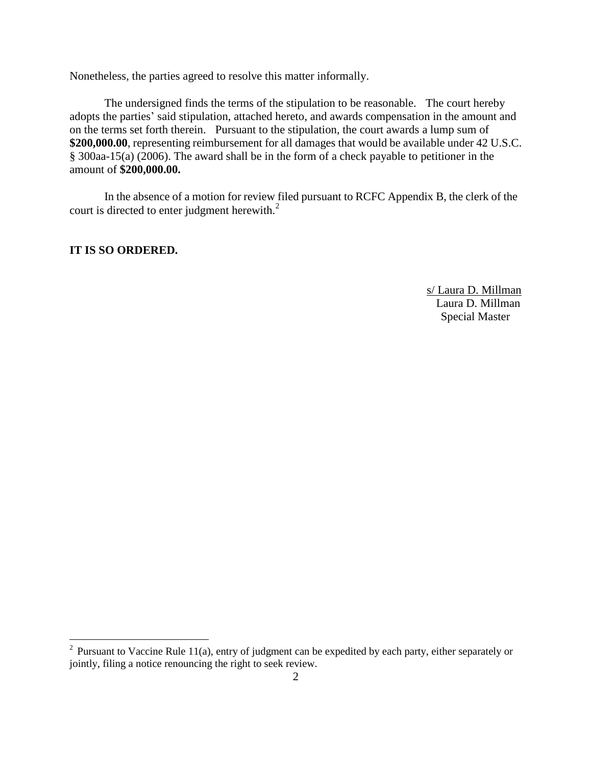Nonetheless, the parties agreed to resolve this matter informally.

The undersigned finds the terms of the stipulation to be reasonable. The court hereby adopts the parties' said stipulation, attached hereto, and awards compensation in the amount and on the terms set forth therein. Pursuant to the stipulation, the court awards a lump sum of **$200,000.00**, representing reimbursement for all damages that would be available under 42 U.S.C. § 300aa-15(a) (2006). The award shall be in the form of a check payable to petitioner in the amount of **$200,000.00.**

In the absence of a motion for review filed pursuant to RCFC Appendix B, the clerk of the court is directed to enter judgment herewith.[2]

**IT IS SO ORDERED.**

s/ Laura D. Millman
Laura D. Millman
Special Master

---

[2] Pursuant to Vaccine Rule 11(a), entry of judgment can be expedited by each party, either separately or jointly, filing a notice renouncing the right to seek review.